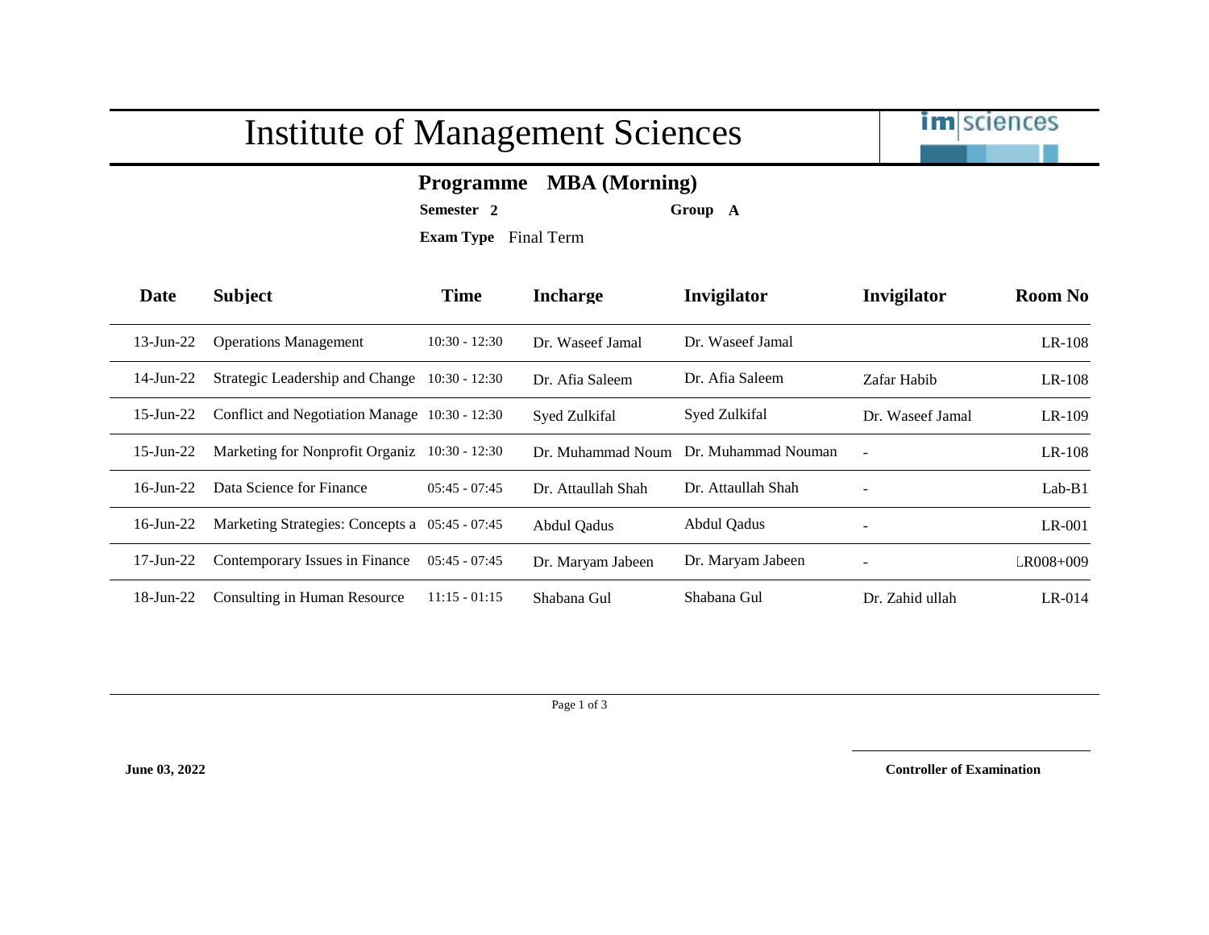# Institute of Management Sciences

**Programme** **MBA (Morning)**

**Semester** **2** **Group** **A**

**Exam Type** Final Term

| Date | Subject | Time | Incharge | Invigilator | Invigilator | Room No |
|---|---|---|---|---|---|---|
| 13-Jun-22 | Operations Management | 10:30 - 12:30 | Dr. Waseef Jamal | Dr. Waseef Jamal | | LR-108 |
| 14-Jun-22 | Strategic Leadership and Change | 10:30 - 12:30 | Dr. Afia Saleem | Dr. Afia Saleem | Zafar Habib | LR-108 |
| 15-Jun-22 | Conflict and Negotiation Manage | 10:30 - 12:30 | Syed Zulkifal | Syed Zulkifal | Dr. Waseef Jamal | LR-109 |
| 15-Jun-22 | Marketing for Nonprofit Organiz | 10:30 - 12:30 | Dr. Muhammad Noum | Dr. Muhammad Nouman | - | LR-108 |
| 16-Jun-22 | Data Science for Finance | 05:45 - 07:45 | Dr. Attaullah Shah | Dr. Attaullah Shah | - | Lab-B1 |
| 16-Jun-22 | Marketing Strategies: Concepts a | 05:45 - 07:45 | Abdul Qadus | Abdul Qadus | - | LR-001 |
| 17-Jun-22 | Contemporary Issues in Finance | 05:45 - 07:45 | Dr. Maryam Jabeen | Dr. Maryam Jabeen | - | LR008+009 |
| 18-Jun-22 | Consulting in Human Resource | 11:15 - 01:15 | Shabana Gul | Shabana Gul | Dr. Zahid ullah | LR-014 |

**June 03, 2022**

**Controller of Examination**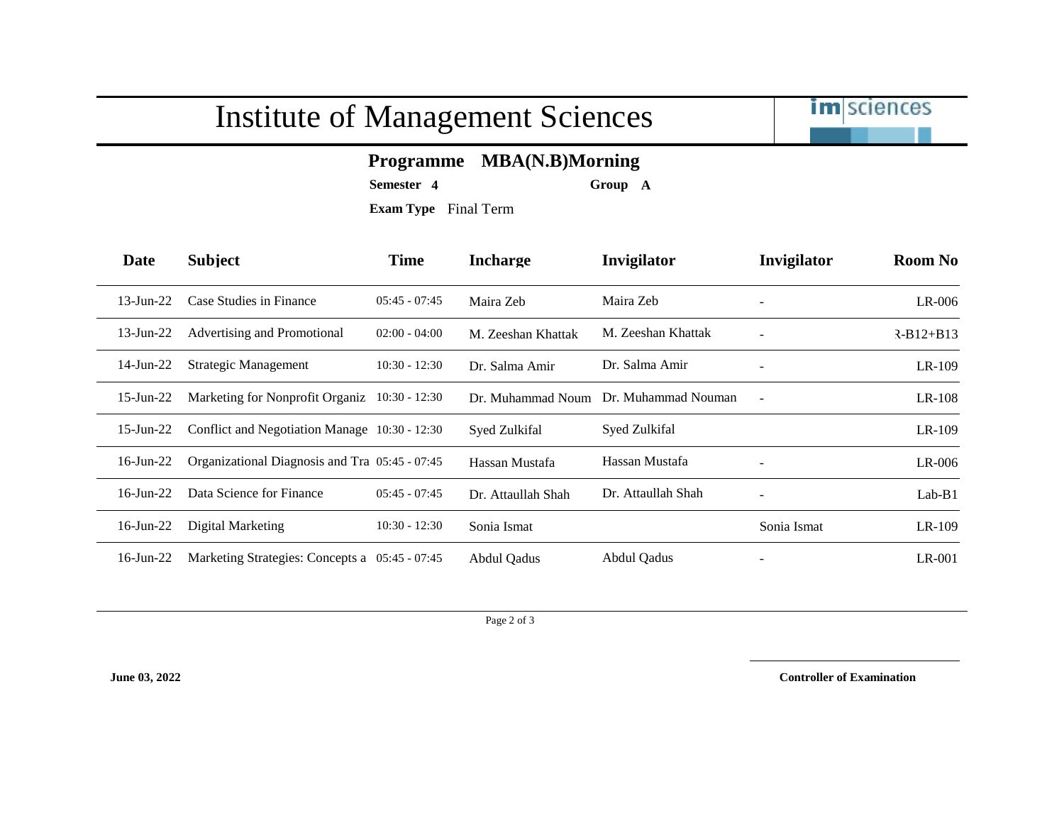# Institute of Management Sciences

**Programme MBA(N.B)Morning**

**Semester 4** **Group A**

**Exam Type** Final Term

| Date | Subject | Time | Incharge | Invigilator | Invigilator | Room No |
|---|---|---|---|---|---|---|
| 13-Jun-22 | Case Studies in Finance | 05:45 - 07:45 | Maira Zeb | Maira Zeb | - | LR-006 |
| 13-Jun-22 | Advertising and Promotional | 02:00 - 04:00 | M. Zeeshan Khattak | M. Zeeshan Khattak | - | R-B12+B13 |
| 14-Jun-22 | Strategic Management | 10:30 - 12:30 | Dr. Salma Amir | Dr. Salma Amir | - | LR-109 |
| 15-Jun-22 | Marketing for Nonprofit Organiz | 10:30 - 12:30 | Dr. Muhammad Noum | Dr. Muhammad Nouman | - | LR-108 |
| 15-Jun-22 | Conflict and Negotiation Manage | 10:30 - 12:30 | Syed Zulkifal | Syed Zulkifal | | LR-109 |
| 16-Jun-22 | Organizational Diagnosis and Tra | 05:45 - 07:45 | Hassan Mustafa | Hassan Mustafa | - | LR-006 |
| 16-Jun-22 | Data Science for Finance | 05:45 - 07:45 | Dr. Attaullah Shah | Dr. Attaullah Shah | - | Lab-B1 |
| 16-Jun-22 | Digital Marketing | 10:30 - 12:30 | Sonia Ismat | | Sonia Ismat | LR-109 |
| 16-Jun-22 | Marketing Strategies: Concepts a | 05:45 - 07:45 | Abdul Qadus | Abdul Qadus | - | LR-001 |

**June 03, 2022**

**Controller of Examination**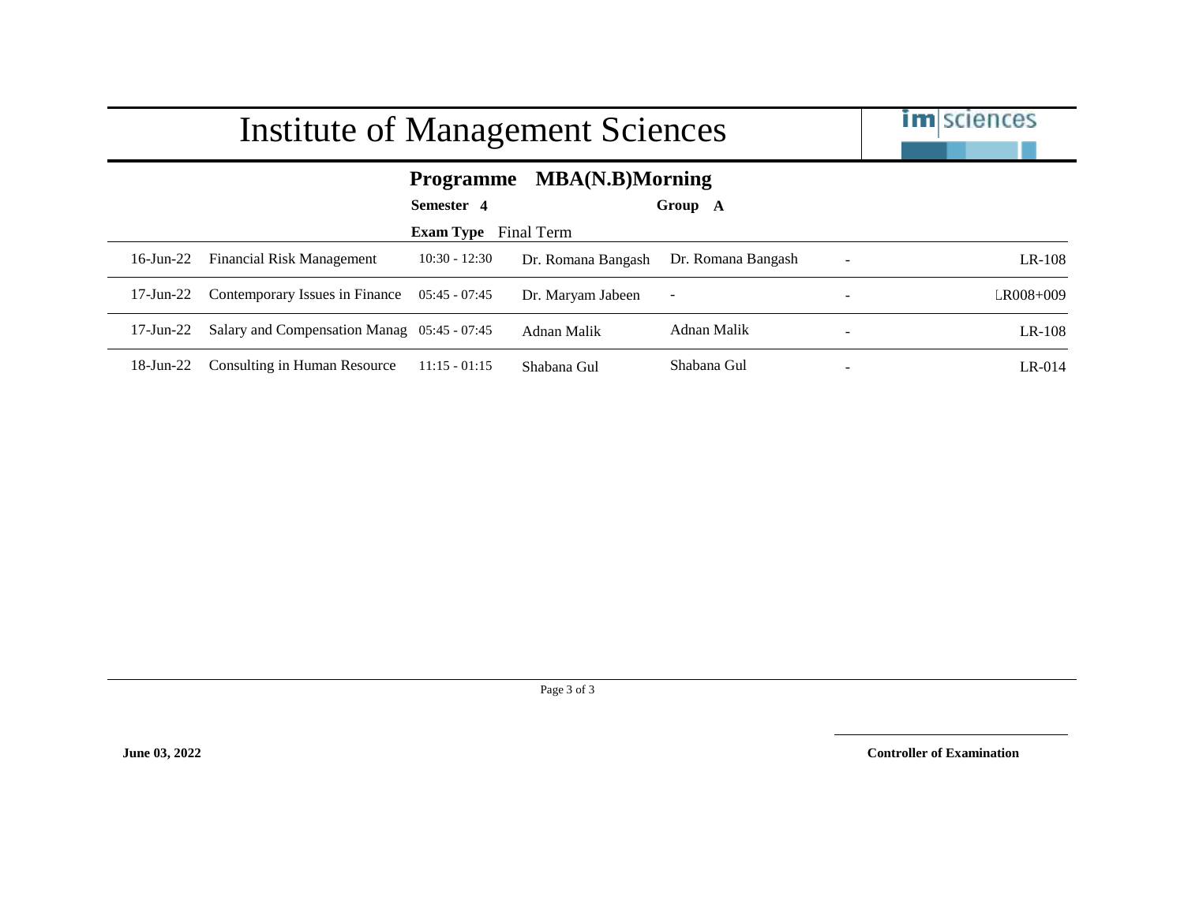# Institute of Management Sciences

## Programme MBA(N.B)Morning

**Semester** 4 **Group** A

**Exam Type** Final Term

| | | | | | | |
|---|---|---|---|---|---|---|
| 16-Jun-22 | Financial Risk Management | 10:30 - 12:30 | Dr. Romana Bangash | Dr. Romana Bangash | - | LR-108 |
| 17-Jun-22 | Contemporary Issues in Finance | 05:45 - 07:45 | Dr. Maryam Jabeen | - | - | LR008+009 |
| 17-Jun-22 | Salary and Compensation Manag | 05:45 - 07:45 | Adnan Malik | Adnan Malik | - | LR-108 |
| 18-Jun-22 | Consulting in Human Resource | 11:15 - 01:15 | Shabana Gul | Shabana Gul | - | LR-014 |

**June 03, 2022**

**Controller of Examination**